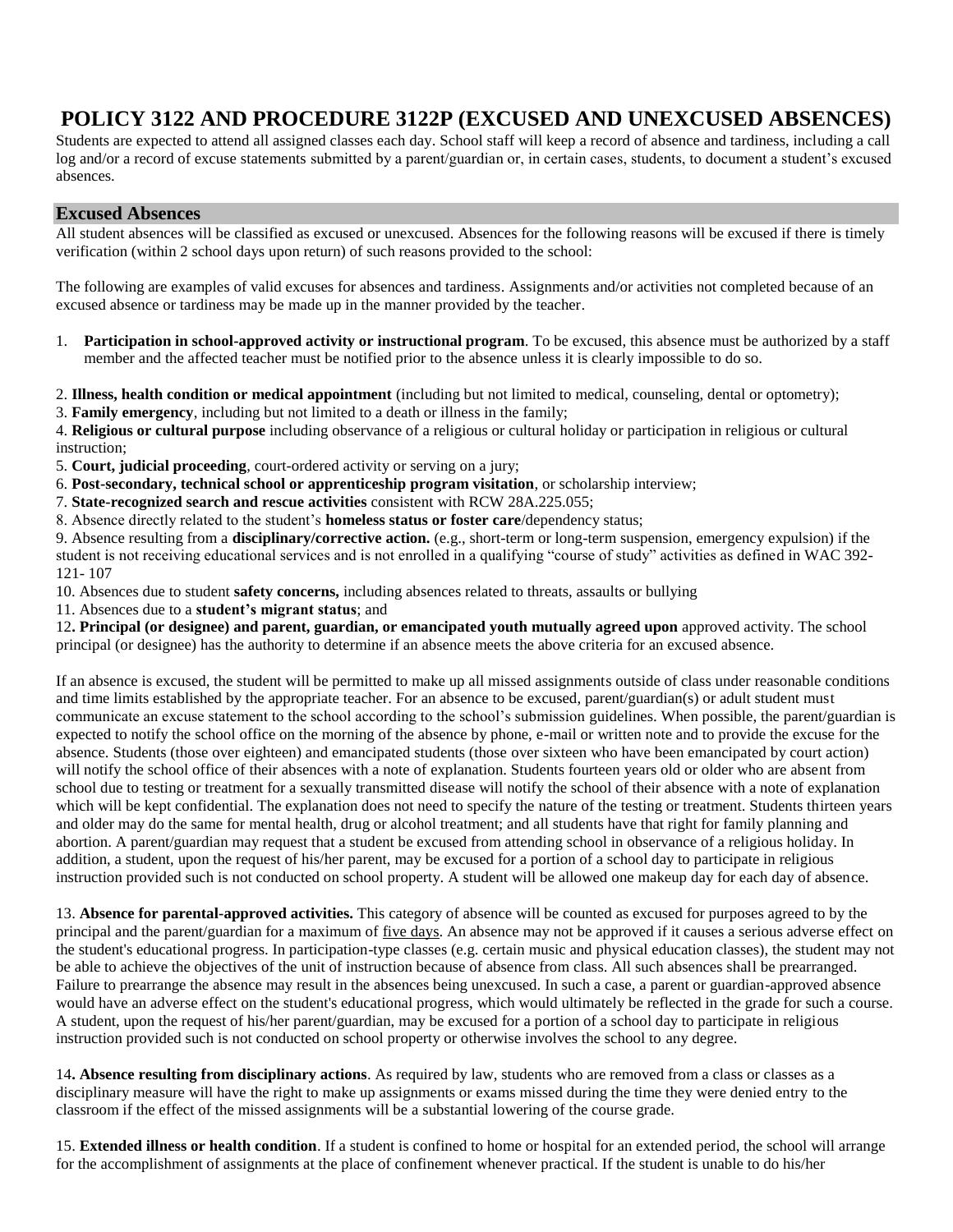# POLICY 3122 AND PROCEDURE 3122P (EXCUSED AND UNEXCUSED ABSENCES)

Students are expected to attend all assigned classes each day. School staff will keep a record of absence and tardiness, including a call log and/or a record of excuse statements submitted by a parent/guardian or, in certain cases, students, to document a student's excused absences.

## Excused Absences

All student absences will be classified as excused or unexcused. Absences for the following reasons will be excused if there is timely verification (within 2 school days upon return) of such reasons provided to the school:

The following are examples of valid excuses for absences and tardiness. Assignments and/or activities not completed because of an excused absence or tardiness may be made up in the manner provided by the teacher.

1. **Participation in school-approved activity or instructional program**. To be excused, this absence must be authorized by a staff member and the affected teacher must be notified prior to the absence unless it is clearly impossible to do so.

2. **Illness, health condition or medical appointment** (including but not limited to medical, counseling, dental or optometry);
3. **Family emergency**, including but not limited to a death or illness in the family;
4. **Religious or cultural purpose** including observance of a religious or cultural holiday or participation in religious or cultural instruction;
5. **Court, judicial proceeding**, court-ordered activity or serving on a jury;
6. **Post-secondary, technical school or apprenticeship program visitation**, or scholarship interview;
7. **State-recognized search and rescue activities** consistent with RCW 28A.225.055;
8. Absence directly related to the student's **homeless status or foster care**/dependency status;
9. Absence resulting from a **disciplinary/corrective action.** (e.g., short-term or long-term suspension, emergency expulsion) if the student is not receiving educational services and is not enrolled in a qualifying "course of study" activities as defined in WAC 392-121- 107
10. Absences due to student **safety concerns,** including absences related to threats, assaults or bullying
11. Absences due to a **student's migrant status**; and
12. **Principal (or designee) and parent, guardian, or emancipated youth mutually agreed upon** approved activity. The school principal (or designee) has the authority to determine if an absence meets the above criteria for an excused absence.

If an absence is excused, the student will be permitted to make up all missed assignments outside of class under reasonable conditions and time limits established by the appropriate teacher. For an absence to be excused, parent/guardian(s) or adult student must communicate an excuse statement to the school according to the school's submission guidelines. When possible, the parent/guardian is expected to notify the school office on the morning of the absence by phone, e-mail or written note and to provide the excuse for the absence. Students (those over eighteen) and emancipated students (those over sixteen who have been emancipated by court action) will notify the school office of their absences with a note of explanation. Students fourteen years old or older who are absent from school due to testing or treatment for a sexually transmitted disease will notify the school of their absence with a note of explanation which will be kept confidential. The explanation does not need to specify the nature of the testing or treatment. Students thirteen years and older may do the same for mental health, drug or alcohol treatment; and all students have that right for family planning and abortion. A parent/guardian may request that a student be excused from attending school in observance of a religious holiday. In addition, a student, upon the request of his/her parent, may be excused for a portion of a school day to participate in religious instruction provided such is not conducted on school property. A student will be allowed one makeup day for each day of absence.

13. **Absence for parental-approved activities.** This category of absence will be counted as excused for purposes agreed to by the principal and the parent/guardian for a maximum of five days. An absence may not be approved if it causes a serious adverse effect on the student's educational progress. In participation-type classes (e.g. certain music and physical education classes), the student may not be able to achieve the objectives of the unit of instruction because of absence from class. All such absences shall be prearranged. Failure to prearrange the absence may result in the absences being unexcused. In such a case, a parent or guardian-approved absence would have an adverse effect on the student's educational progress, which would ultimately be reflected in the grade for such a course. A student, upon the request of his/her parent/guardian, may be excused for a portion of a school day to participate in religious instruction provided such is not conducted on school property or otherwise involves the school to any degree.

14. **Absence resulting from disciplinary actions**. As required by law, students who are removed from a class or classes as a disciplinary measure will have the right to make up assignments or exams missed during the time they were denied entry to the classroom if the effect of the missed assignments will be a substantial lowering of the course grade.

15. **Extended illness or health condition**. If a student is confined to home or hospital for an extended period, the school will arrange for the accomplishment of assignments at the place of confinement whenever practical. If the student is unable to do his/her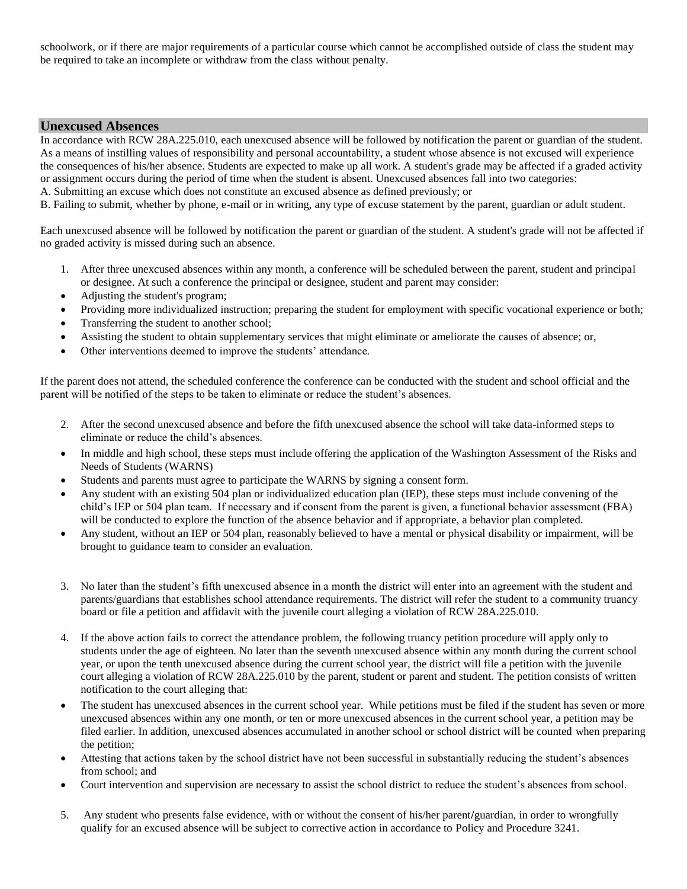schoolwork, or if there are major requirements of a particular course which cannot be accomplished outside of class the student may be required to take an incomplete or withdraw from the class without penalty.

## Unexcused Absences

In accordance with RCW 28A.225.010, each unexcused absence will be followed by notification the parent or guardian of the student. As a means of instilling values of responsibility and personal accountability, a student whose absence is not excused will experience the consequences of his/her absence. Students are expected to make up all work. A student's grade may be affected if a graded activity or assignment occurs during the period of time when the student is absent. Unexcused absences fall into two categories:

A. Submitting an excuse which does not constitute an excused absence as defined previously; or

B. Failing to submit, whether by phone, e-mail or in writing, any type of excuse statement by the parent, guardian or adult student.

Each unexcused absence will be followed by notification the parent or guardian of the student. A student's grade will not be affected if no graded activity is missed during such an absence.

1. After three unexcused absences within any month, a conference will be scheduled between the parent, student and principal or designee. At such a conference the principal or designee, student and parent may consider:

- Adjusting the student's program;
- Providing more individualized instruction; preparing the student for employment with specific vocational experience or both;
- Transferring the student to another school;
- Assisting the student to obtain supplementary services that might eliminate or ameliorate the causes of absence; or,
- Other interventions deemed to improve the students' attendance.

If the parent does not attend, the scheduled conference the conference can be conducted with the student and school official and the parent will be notified of the steps to be taken to eliminate or reduce the student's absences.

2. After the second unexcused absence and before the fifth unexcused absence the school will take data-informed steps to eliminate or reduce the child's absences.

- In middle and high school, these steps must include offering the application of the Washington Assessment of the Risks and Needs of Students (WARNS)
- Students and parents must agree to participate the WARNS by signing a consent form.
- Any student with an existing 504 plan or individualized education plan (IEP), these steps must include convening of the child's IEP or 504 plan team. If necessary and if consent from the parent is given, a functional behavior assessment (FBA) will be conducted to explore the function of the absence behavior and if appropriate, a behavior plan completed.
- Any student, without an IEP or 504 plan, reasonably believed to have a mental or physical disability or impairment, will be brought to guidance team to consider an evaluation.

3. No later than the student's fifth unexcused absence in a month the district will enter into an agreement with the student and parents/guardians that establishes school attendance requirements. The district will refer the student to a community truancy board or file a petition and affidavit with the juvenile court alleging a violation of RCW 28A.225.010.

4. If the above action fails to correct the attendance problem, the following truancy petition procedure will apply only to students under the age of eighteen. No later than the seventh unexcused absence within any month during the current school year, or upon the tenth unexcused absence during the current school year, the district will file a petition with the juvenile court alleging a violation of RCW 28A.225.010 by the parent, student or parent and student. The petition consists of written notification to the court alleging that:

- The student has unexcused absences in the current school year. While petitions must be filed if the student has seven or more unexcused absences within any one month, or ten or more unexcused absences in the current school year, a petition may be filed earlier. In addition, unexcused absences accumulated in another school or school district will be counted when preparing the petition;
- Attesting that actions taken by the school district have not been successful in substantially reducing the student's absences from school; and
- Court intervention and supervision are necessary to assist the school district to reduce the student's absences from school.

5. Any student who presents false evidence, with or without the consent of his/her parent/guardian, in order to wrongfully qualify for an excused absence will be subject to corrective action in accordance to Policy and Procedure 3241.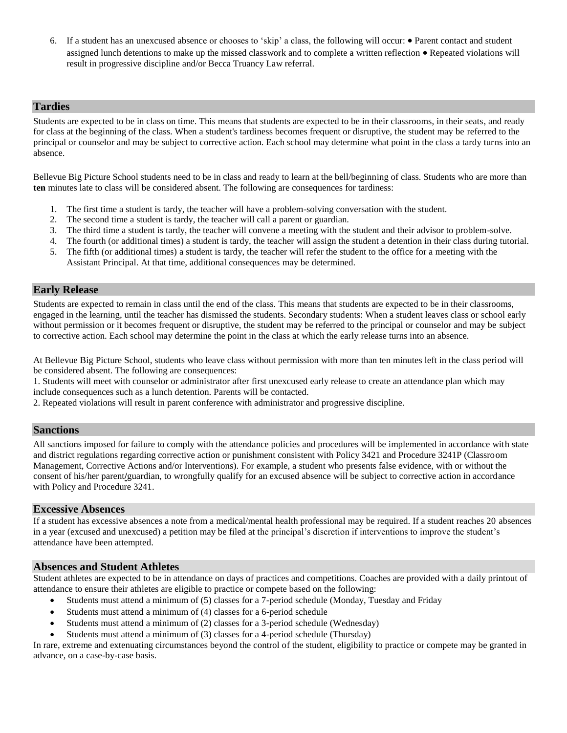6. If a student has an unexcused absence or chooses to 'skip' a class, the following will occur: • Parent contact and student assigned lunch detentions to make up the missed classwork and to complete a written reflection • Repeated violations will result in progressive discipline and/or Becca Truancy Law referral.

## Tardies

Students are expected to be in class on time. This means that students are expected to be in their classrooms, in their seats, and ready for class at the beginning of the class. When a student's tardiness becomes frequent or disruptive, the student may be referred to the principal or counselor and may be subject to corrective action. Each school may determine what point in the class a tardy turns into an absence.

Bellevue Big Picture School students need to be in class and ready to learn at the bell/beginning of class. Students who are more than **ten** minutes late to class will be considered absent. The following are consequences for tardiness:

1. The first time a student is tardy, the teacher will have a problem-solving conversation with the student.
2. The second time a student is tardy, the teacher will call a parent or guardian.
3. The third time a student is tardy, the teacher will convene a meeting with the student and their advisor to problem-solve.
4. The fourth (or additional times) a student is tardy, the teacher will assign the student a detention in their class during tutorial.
5. The fifth (or additional times) a student is tardy, the teacher will refer the student to the office for a meeting with the Assistant Principal. At that time, additional consequences may be determined.

## Early Release

Students are expected to remain in class until the end of the class. This means that students are expected to be in their classrooms, engaged in the learning, until the teacher has dismissed the students. Secondary students: When a student leaves class or school early without permission or it becomes frequent or disruptive, the student may be referred to the principal or counselor and may be subject to corrective action. Each school may determine the point in the class at which the early release turns into an absence.

At Bellevue Big Picture School, students who leave class without permission with more than ten minutes left in the class period will be considered absent. The following are consequences:

1. Students will meet with counselor or administrator after first unexcused early release to create an attendance plan which may include consequences such as a lunch detention. Parents will be contacted.
2. Repeated violations will result in parent conference with administrator and progressive discipline.

## Sanctions

All sanctions imposed for failure to comply with the attendance policies and procedures will be implemented in accordance with state and district regulations regarding corrective action or punishment consistent with Policy 3421 and Procedure 3241P (Classroom Management, Corrective Actions and/or Interventions). For example, a student who presents false evidence, with or without the consent of his/her parent/guardian, to wrongfully qualify for an excused absence will be subject to corrective action in accordance with Policy and Procedure 3241.

## Excessive Absences

If a student has excessive absences a note from a medical/mental health professional may be required. If a student reaches 20 absences in a year (excused and unexcused) a petition may be filed at the principal's discretion if interventions to improve the student's attendance have been attempted.

## Absences and Student Athletes

Student athletes are expected to be in attendance on days of practices and competitions. Coaches are provided with a daily printout of attendance to ensure their athletes are eligible to practice or compete based on the following:

- Students must attend a minimum of (5) classes for a 7-period schedule (Monday, Tuesday and Friday
- Students must attend a minimum of (4) classes for a 6-period schedule
- Students must attend a minimum of (2) classes for a 3-period schedule (Wednesday)
- Students must attend a minimum of (3) classes for a 4-period schedule (Thursday)

In rare, extreme and extenuating circumstances beyond the control of the student, eligibility to practice or compete may be granted in advance, on a case-by-case basis.